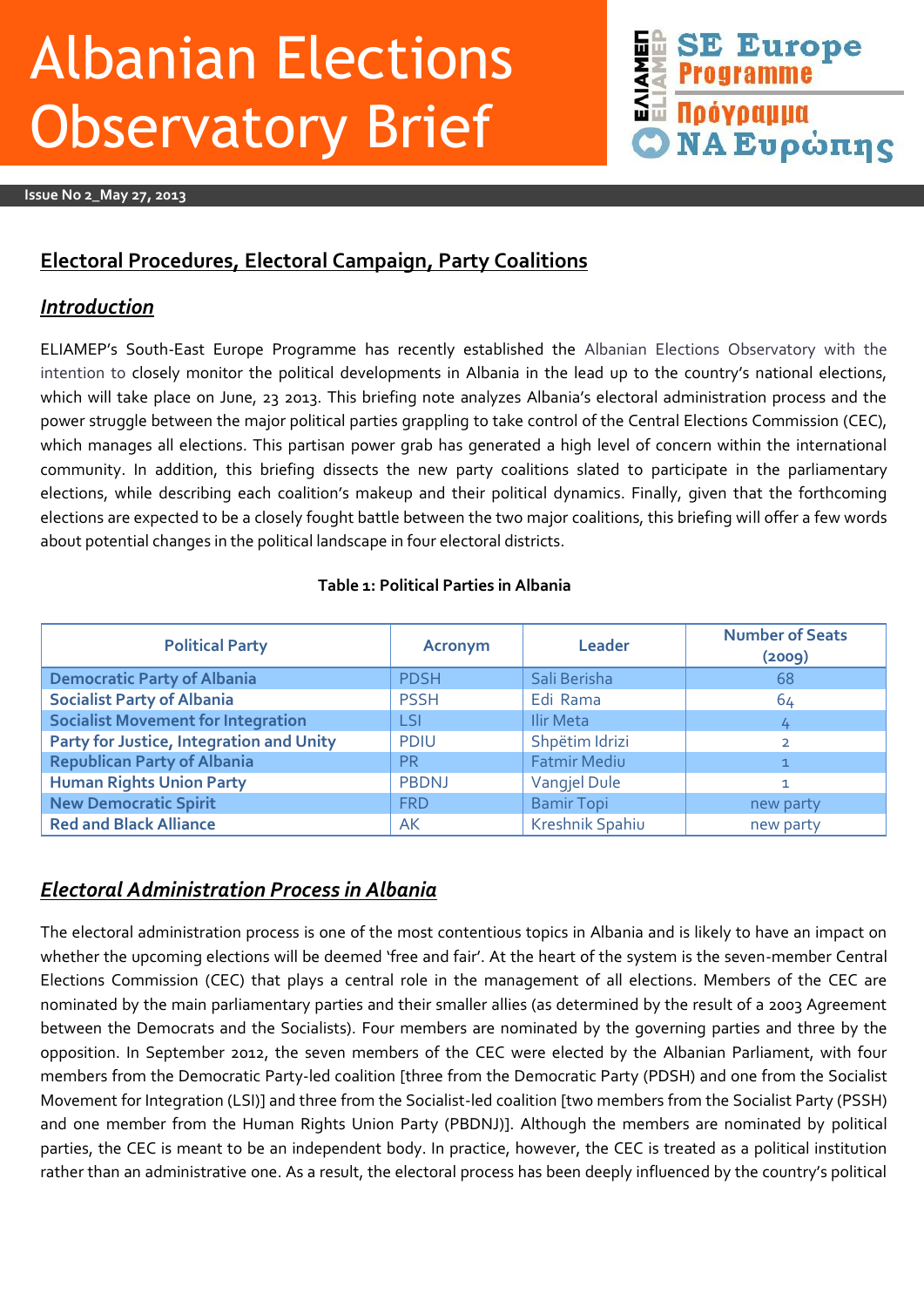# Albanian Elections Observatory Brief

SE Europe Programme

Πρόγραμμα ΝΑ Ευρώπης

**Issue No 2_May 27, 2013**

## Electoral Procedures, Electoral Campaign, Party Coalitions

### *Introduction*

ELIAMEP's South-East Europe Programme has recently established the Albanian Elections Observatory with the intention to closely monitor the political developments in Albania in the lead up to the country's national elections, which will take place on June, 23 2013. This briefing note analyzes Albania's electoral administration process and the power struggle between the major political parties grappling to take control of the Central Elections Commission (CEC), which manages all elections. This partisan power grab has generated a high level of concern within the international community. In addition, this briefing dissects the new party coalitions slated to participate in the parliamentary elections, while describing each coalition's makeup and their political dynamics. Finally, given that the forthcoming elections are expected to be a closely fought battle between the two major coalitions, this briefing will offer a few words about potential changes in the political landscape in four electoral districts.

**Table 1: Political Parties in Albania**

| Political Party | Acronym | Leader | Number of Seats (2009) |
|---|---|---|---|
| Democratic Party of Albania | PDSH | Sali Berisha | 68 |
| Socialist Party of Albania | PSSH | Edi Rama | 64 |
| Socialist Movement for Integration | LSI | Ilir Meta | 4 |
| Party for Justice, Integration and Unity | PDIU | Shpëtim Idrizi | 2 |
| Republican Party of Albania | PR | Fatmir Mediu | 1 |
| Human Rights Union Party | PBDNJ | Vangjel Dule | 1 |
| New Democratic Spirit | FRD | Bamir Topi | new party |
| Red and Black Alliance | AK | Kreshnik Spahiu | new party |

### *Electoral Administration Process in Albania*

The electoral administration process is one of the most contentious topics in Albania and is likely to have an impact on whether the upcoming elections will be deemed 'free and fair'. At the heart of the system is the seven-member Central Elections Commission (CEC) that plays a central role in the management of all elections. Members of the CEC are nominated by the main parliamentary parties and their smaller allies (as determined by the result of a 2003 Agreement between the Democrats and the Socialists). Four members are nominated by the governing parties and three by the opposition. In September 2012, the seven members of the CEC were elected by the Albanian Parliament, with four members from the Democratic Party-led coalition [three from the Democratic Party (PDSH) and one from the Socialist Movement for Integration (LSI)] and three from the Socialist-led coalition [two members from the Socialist Party (PSSH) and one member from the Human Rights Union Party (PBDNJ)]. Although the members are nominated by political parties, the CEC is meant to be an independent body. In practice, however, the CEC is treated as a political institution rather than an administrative one. As a result, the electoral process has been deeply influenced by the country's political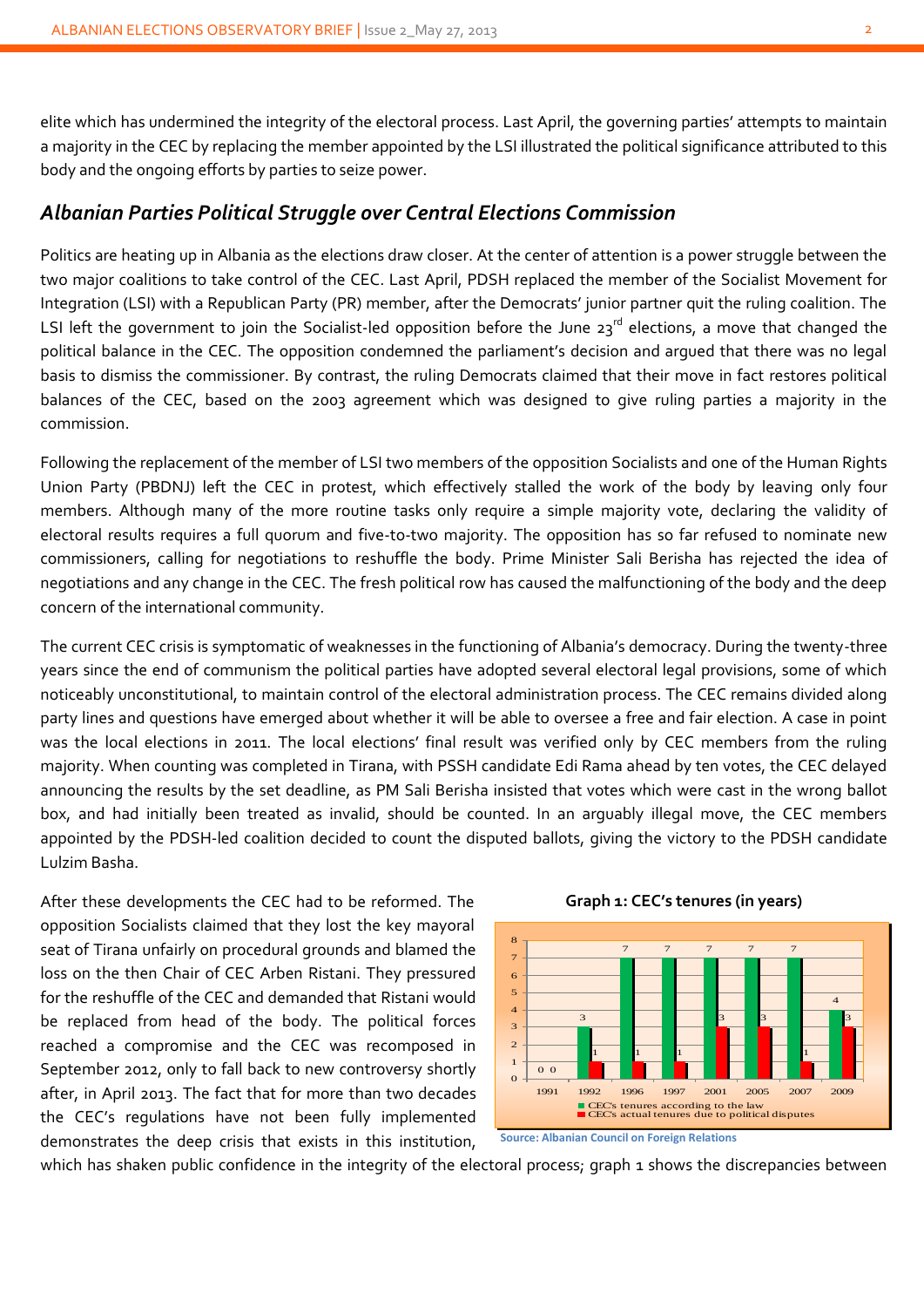elite which has undermined the integrity of the electoral process. Last April, the governing parties' attempts to maintain a majority in the CEC by replacing the member appointed by the LSI illustrated the political significance attributed to this body and the ongoing efforts by parties to seize power.

## *Albanian Parties Political Struggle over Central Elections Commission*

Politics are heating up in Albania as the elections draw closer. At the center of attention is a power struggle between the two major coalitions to take control of the CEC. Last April, PDSH replaced the member of the Socialist Movement for Integration (LSI) with a Republican Party (PR) member, after the Democrats' junior partner quit the ruling coalition. The LSI left the government to join the Socialist-led opposition before the June 23[rd] elections, a move that changed the political balance in the CEC. The opposition condemned the parliament's decision and argued that there was no legal basis to dismiss the commissioner. By contrast, the ruling Democrats claimed that their move in fact restores political balances of the CEC, based on the 2003 agreement which was designed to give ruling parties a majority in the commission.

Following the replacement of the member of LSI two members of the opposition Socialists and one of the Human Rights Union Party (PBDNJ) left the CEC in protest, which effectively stalled the work of the body by leaving only four members. Although many of the more routine tasks only require a simple majority vote, declaring the validity of electoral results requires a full quorum and five-to-two majority. The opposition has so far refused to nominate new commissioners, calling for negotiations to reshuffle the body. Prime Minister Sali Berisha has rejected the idea of negotiations and any change in the CEC. The fresh political row has caused the malfunctioning of the body and the deep concern of the international community.

The current CEC crisis is symptomatic of weaknesses in the functioning of Albania's democracy. During the twenty-three years since the end of communism the political parties have adopted several electoral legal provisions, some of which noticeably unconstitutional, to maintain control of the electoral administration process. The CEC remains divided along party lines and questions have emerged about whether it will be able to oversee a free and fair election. A case in point was the local elections in 2011. The local elections' final result was verified only by CEC members from the ruling majority. When counting was completed in Tirana, with PSSH candidate Edi Rama ahead by ten votes, the CEC delayed announcing the results by the set deadline, as PM Sali Berisha insisted that votes which were cast in the wrong ballot box, and had initially been treated as invalid, should be counted. In an arguably illegal move, the CEC members appointed by the PDSH-led coalition decided to count the disputed ballots, giving the victory to the PDSH candidate Lulzim Basha.

After these developments the CEC had to be reformed. The opposition Socialists claimed that they lost the key mayoral seat of Tirana unfairly on procedural grounds and blamed the loss on the then Chair of CEC Arben Ristani. They pressured for the reshuffle of the CEC and demanded that Ristani would be replaced from head of the body. The political forces reached a compromise and the CEC was recomposed in September 2012, only to fall back to new controversy shortly after, in April 2013. The fact that for more than two decades the CEC's regulations have not been fully implemented demonstrates the deep crisis that exists in this institution, which has shaken public confidence in the integrity of the electoral process; graph 1 shows the discrepancies between

**Graph 1: CEC's tenures (in years)**

| Year | CEC's tenures according to the law | CEC's actual tenures due to political disputes |
|---|---|---|
| 1991 | 0 | 0 |
| 1992 | 3 | 1 |
| 1996 | 7 | 1 |
| 1997 | 7 | 1 |
| 2001 | 7 | 3 |
| 2005 | 7 | 3 |
| 2007 | 7 | 1 |
| 2009 | 4 | 3 |

Source: Albanian Council on Foreign Relations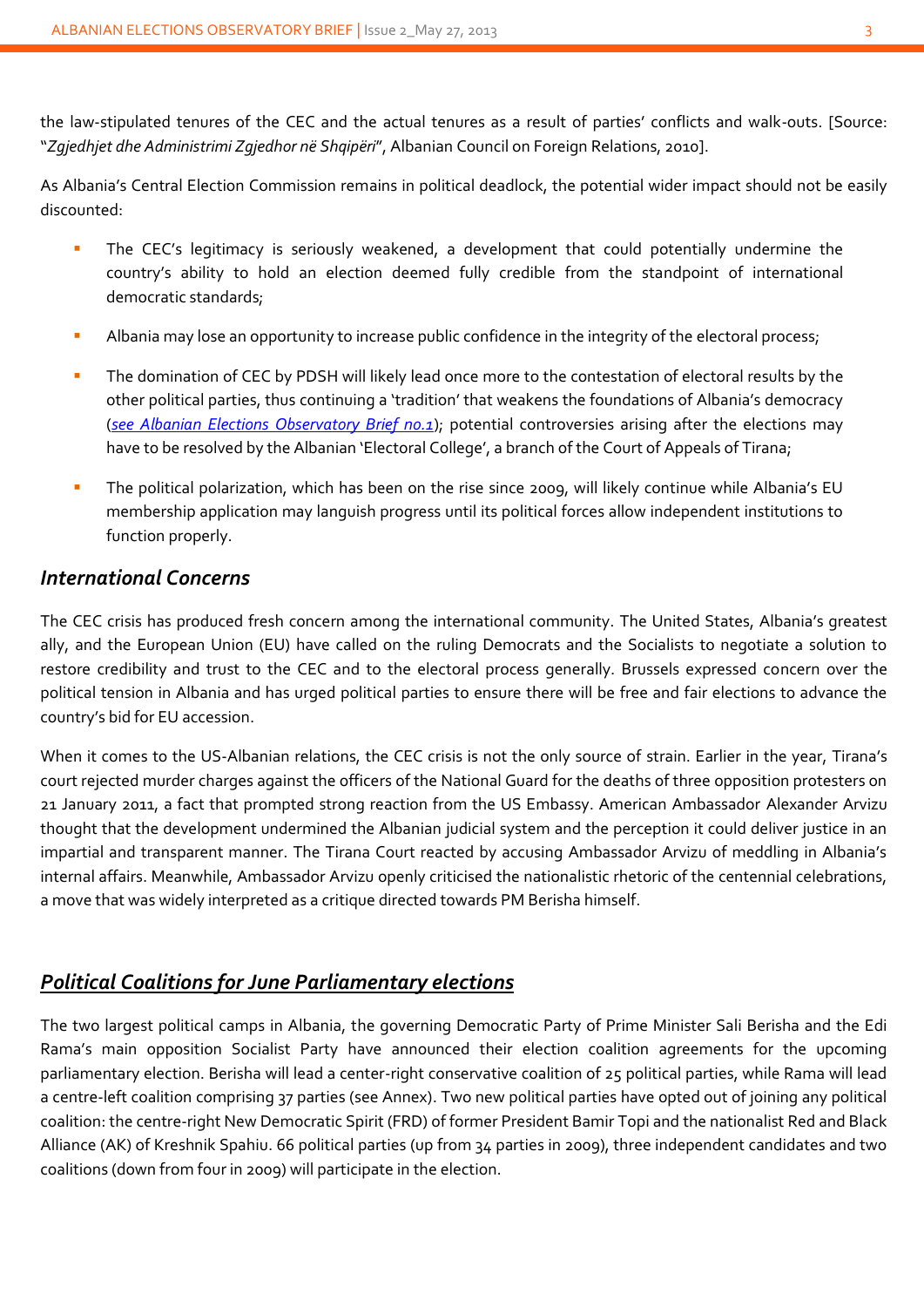the law-stipulated tenures of the CEC and the actual tenures as a result of parties' conflicts and walk-outs. [Source: "*Zgjedhjet dhe Administrimi Zgjedhor në Shqipëri*", Albanian Council on Foreign Relations, 2010].

As Albania's Central Election Commission remains in political deadlock, the potential wider impact should not be easily discounted:

- The CEC's legitimacy is seriously weakened, a development that could potentially undermine the country's ability to hold an election deemed fully credible from the standpoint of international democratic standards;
- Albania may lose an opportunity to increase public confidence in the integrity of the electoral process;
- The domination of CEC by PDSH will likely lead once more to the contestation of electoral results by the other political parties, thus continuing a 'tradition' that weakens the foundations of Albania's democracy (*see Albanian Elections Observatory Brief no.1*); potential controversies arising after the elections may have to be resolved by the Albanian 'Electoral College', a branch of the Court of Appeals of Tirana;
- The political polarization, which has been on the rise since 2009, will likely continue while Albania's EU membership application may languish progress until its political forces allow independent institutions to function properly.

## *International Concerns*

The CEC crisis has produced fresh concern among the international community. The United States, Albania's greatest ally, and the European Union (EU) have called on the ruling Democrats and the Socialists to negotiate a solution to restore credibility and trust to the CEC and to the electoral process generally. Brussels expressed concern over the political tension in Albania and has urged political parties to ensure there will be free and fair elections to advance the country's bid for EU accession.

When it comes to the US-Albanian relations, the CEC crisis is not the only source of strain. Earlier in the year, Tirana's court rejected murder charges against the officers of the National Guard for the deaths of three opposition protesters on 21 January 2011, a fact that prompted strong reaction from the US Embassy. American Ambassador Alexander Arvizu thought that the development undermined the Albanian judicial system and the perception it could deliver justice in an impartial and transparent manner. The Tirana Court reacted by accusing Ambassador Arvizu of meddling in Albania's internal affairs. Meanwhile, Ambassador Arvizu openly criticised the nationalistic rhetoric of the centennial celebrations, a move that was widely interpreted as a critique directed towards PM Berisha himself.

## *Political Coalitions for June Parliamentary elections*

The two largest political camps in Albania, the governing Democratic Party of Prime Minister Sali Berisha and the Edi Rama's main opposition Socialist Party have announced their election coalition agreements for the upcoming parliamentary election. Berisha will lead a center-right conservative coalition of 25 political parties, while Rama will lead a centre-left coalition comprising 37 parties (see Annex). Two new political parties have opted out of joining any political coalition: the centre-right New Democratic Spirit (FRD) of former President Bamir Topi and the nationalist Red and Black Alliance (AK) of Kreshnik Spahiu. 66 political parties (up from 34 parties in 2009), three independent candidates and two coalitions (down from four in 2009) will participate in the election.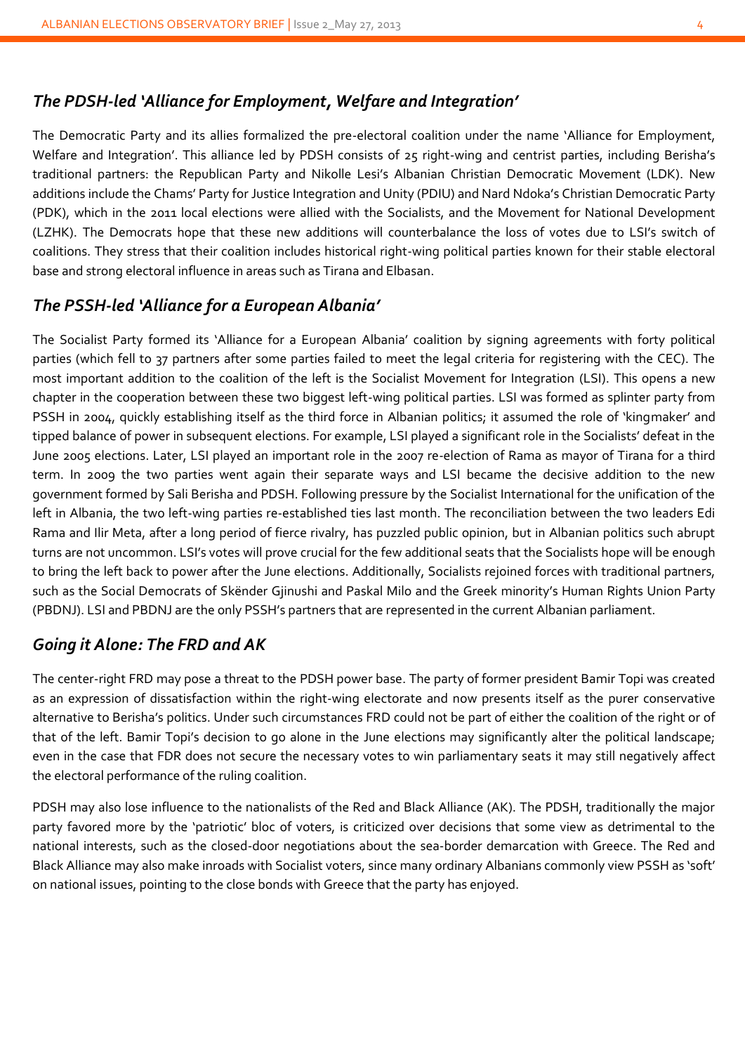## *The PDSH-led 'Alliance for Employment, Welfare and Integration'*

The Democratic Party and its allies formalized the pre-electoral coalition under the name 'Alliance for Employment, Welfare and Integration'. This alliance led by PDSH consists of 25 right-wing and centrist parties, including Berisha's traditional partners: the Republican Party and Nikolle Lesi's Albanian Christian Democratic Movement (LDK). New additions include the Chams' Party for Justice Integration and Unity (PDIU) and Nard Ndoka's Christian Democratic Party (PDK), which in the 2011 local elections were allied with the Socialists, and the Movement for National Development (LZHK). The Democrats hope that these new additions will counterbalance the loss of votes due to LSI's switch of coalitions. They stress that their coalition includes historical right-wing political parties known for their stable electoral base and strong electoral influence in areas such as Tirana and Elbasan.

## *The PSSH-led 'Alliance for a European Albania'*

The Socialist Party formed its 'Alliance for a European Albania' coalition by signing agreements with forty political parties (which fell to 37 partners after some parties failed to meet the legal criteria for registering with the CEC). The most important addition to the coalition of the left is the Socialist Movement for Integration (LSI). This opens a new chapter in the cooperation between these two biggest left-wing political parties. LSI was formed as splinter party from PSSH in 2004, quickly establishing itself as the third force in Albanian politics; it assumed the role of 'kingmaker' and tipped balance of power in subsequent elections. For example, LSI played a significant role in the Socialists' defeat in the June 2005 elections. Later, LSI played an important role in the 2007 re-election of Rama as mayor of Tirana for a third term. In 2009 the two parties went again their separate ways and LSI became the decisive addition to the new government formed by Sali Berisha and PDSH. Following pressure by the Socialist International for the unification of the left in Albania, the two left-wing parties re-established ties last month. The reconciliation between the two leaders Edi Rama and Ilir Meta, after a long period of fierce rivalry, has puzzled public opinion, but in Albanian politics such abrupt turns are not uncommon. LSI's votes will prove crucial for the few additional seats that the Socialists hope will be enough to bring the left back to power after the June elections. Additionally, Socialists rejoined forces with traditional partners, such as the Social Democrats of Skënder Gjinushi and Paskal Milo and the Greek minority's Human Rights Union Party (PBDNJ). LSI and PBDNJ are the only PSSH's partners that are represented in the current Albanian parliament.

## *Going it Alone: The FRD and AK*

The center-right FRD may pose a threat to the PDSH power base. The party of former president Bamir Topi was created as an expression of dissatisfaction within the right-wing electorate and now presents itself as the purer conservative alternative to Berisha's politics. Under such circumstances FRD could not be part of either the coalition of the right or of that of the left. Bamir Topi's decision to go alone in the June elections may significantly alter the political landscape; even in the case that FDR does not secure the necessary votes to win parliamentary seats it may still negatively affect the electoral performance of the ruling coalition.

PDSH may also lose influence to the nationalists of the Red and Black Alliance (AK). The PDSH, traditionally the major party favored more by the 'patriotic' bloc of voters, is criticized over decisions that some view as detrimental to the national interests, such as the closed-door negotiations about the sea-border demarcation with Greece. The Red and Black Alliance may also make inroads with Socialist voters, since many ordinary Albanians commonly view PSSH as 'soft' on national issues, pointing to the close bonds with Greece that the party has enjoyed.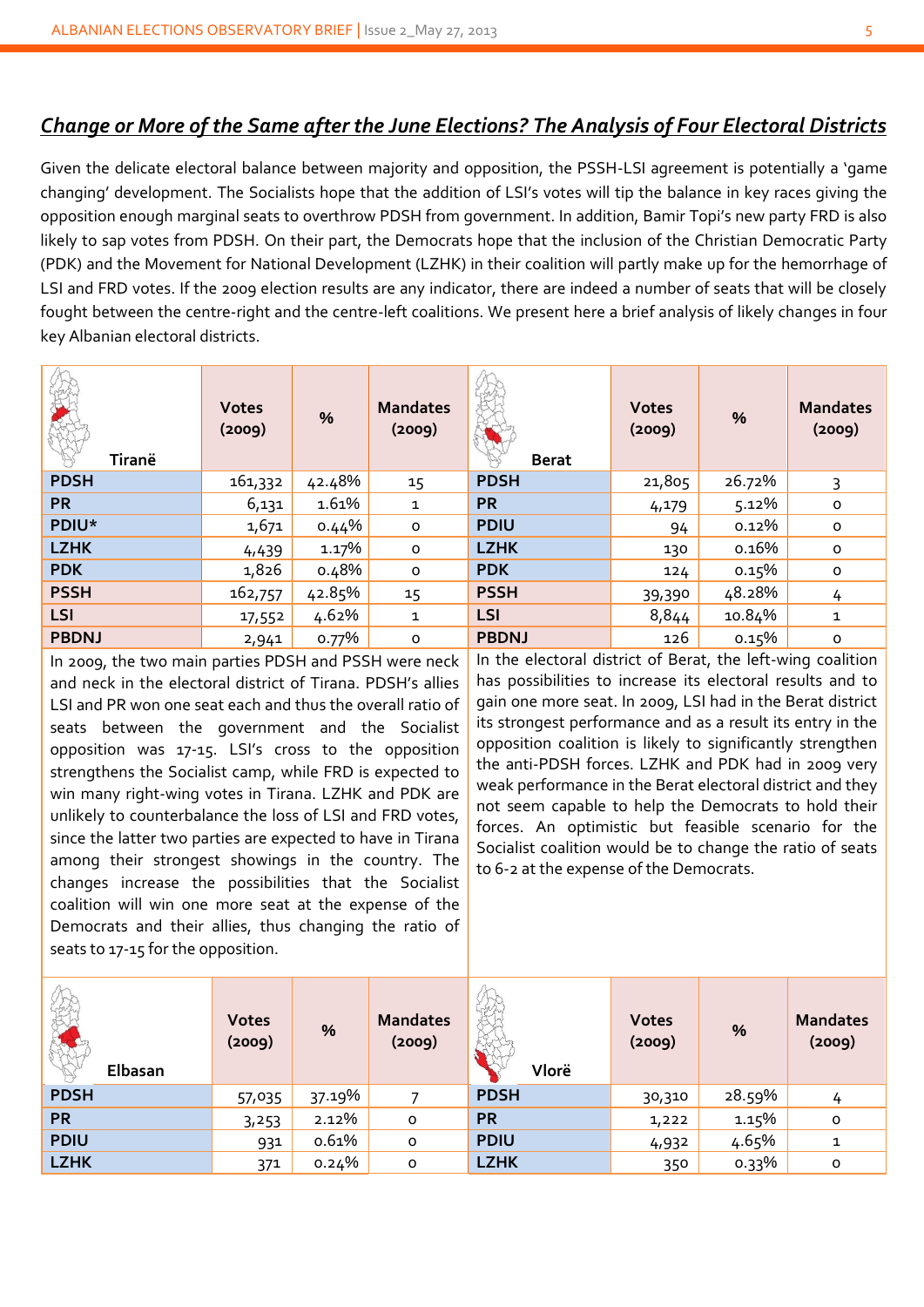## *Change or More of the Same after the June Elections? The Analysis of Four Electoral Districts*

Given the delicate electoral balance between majority and opposition, the PSSH-LSI agreement is potentially a 'game changing' development. The Socialists hope that the addition of LSI's votes will tip the balance in key races giving the opposition enough marginal seats to overthrow PDSH from government. In addition, Bamir Topi's new party FRD is also likely to sap votes from PDSH. On their part, the Democrats hope that the inclusion of the Christian Democratic Party (PDK) and the Movement for National Development (LZHK) in their coalition will partly make up for the hemorrhage of LSI and FRD votes. If the 2009 election results are any indicator, there are indeed a number of seats that will be closely fought between the centre-right and the centre-left coalitions. We present here a brief analysis of likely changes in four key Albanian electoral districts.

| Tiranë | Votes (2009) | % | Mandates (2009) |
|---|---|---|---|
| PDSH | 161,332 | 42.48% | 15 |
| PR | 6,131 | 1.61% | 1 |
| PDIU* | 1,671 | 0.44% | 0 |
| LZHK | 4,439 | 1.17% | 0 |
| PDK | 1,826 | 0.48% | 0 |
| PSSH | 162,757 | 42.85% | 15 |
| LSI | 17,552 | 4.62% | 1 |
| PBDNJ | 2,941 | 0.77% | 0 |

In 2009, the two main parties PDSH and PSSH were neck and neck in the electoral district of Tirana. PDSH's allies LSI and PR won one seat each and thus the overall ratio of seats between the government and the Socialist opposition was 17-15. LSI's cross to the opposition strengthens the Socialist camp, while FRD is expected to win many right-wing votes in Tirana. LZHK and PDK are unlikely to counterbalance the loss of LSI and FRD votes, since the latter two parties are expected to have in Tirana among their strongest showings in the country. The changes increase the possibilities that the Socialist coalition will win one more seat at the expense of the Democrats and their allies, thus changing the ratio of seats to 17-15 for the opposition.

| Berat | Votes (2009) | % | Mandates (2009) |
|---|---|---|---|
| PDSH | 21,805 | 26.72% | 3 |
| PR | 4,179 | 5.12% | 0 |
| PDIU | 94 | 0.12% | 0 |
| LZHK | 130 | 0.16% | 0 |
| PDK | 124 | 0.15% | 0 |
| PSSH | 39,390 | 48.28% | 4 |
| LSI | 8,844 | 10.84% | 1 |
| PBDNJ | 126 | 0.15% | 0 |

In the electoral district of Berat, the left-wing coalition has possibilities to increase its electoral results and to gain one more seat. In 2009, LSI had in the Berat district its strongest performance and as a result its entry in the opposition coalition is likely to significantly strengthen the anti-PDSH forces. LZHK and PDK had in 2009 very weak performance in the Berat electoral district and they not seem capable to help the Democrats to hold their forces. An optimistic but feasible scenario for the Socialist coalition would be to change the ratio of seats to 6-2 at the expense of the Democrats.

| Elbasan | Votes (2009) | % | Mandates (2009) |
|---|---|---|---|
| PDSH | 57,035 | 37.19% | 7 |
| PR | 3,253 | 2.12% | 0 |
| PDIU | 931 | 0.61% | 0 |
| LZHK | 371 | 0.24% | 0 |

| Vlorë | Votes (2009) | % | Mandates (2009) |
|---|---|---|---|
| PDSH | 30,310 | 28.59% | 4 |
| PR | 1,222 | 1.15% | 0 |
| PDIU | 4,932 | 4.65% | 1 |
| LZHK | 350 | 0.33% | 0 |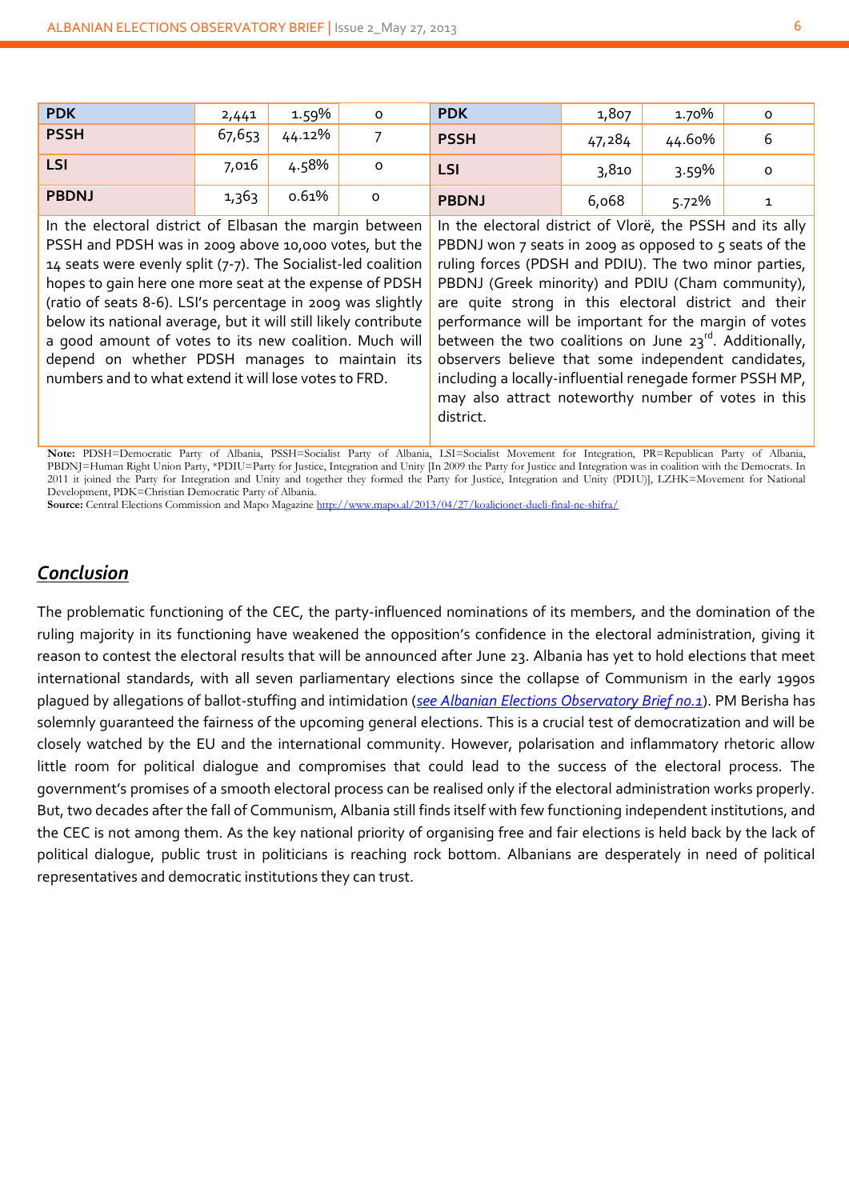| PDK | 2,441 | 1.59% | 0 | PDK | 1,807 | 1.70% | 0 |
|---|---|---|---|---|---|---|---|
| PSSH | 67,653 | 44.12% | 7 | PSSH | 47,284 | 44.60% | 6 |
| LSI | 7,016 | 4.58% | 0 | LSI | 3,810 | 3.59% | 0 |
| PBDNJ | 1,363 | 0.61% | 0 | PBDNJ | 6,068 | 5.72% | 1 |
| In the electoral district of Elbasan the margin between PSSH and PDSH was in 2009 above 10,000 votes, but the 14 seats were evenly split (7-7). The Socialist-led coalition hopes to gain here one more seat at the expense of PDSH (ratio of seats 8-6). LSI's percentage in 2009 was slightly below its national average, but it will still likely contribute a good amount of votes to its new coalition. Much will depend on whether PDSH manages to maintain its numbers and to what extend it will lose votes to FRD. | | | | In the electoral district of Vlorë, the PSSH and its ally PBDNJ won 7 seats in 2009 as opposed to 5 seats of the ruling forces (PDSH and PDIU). The two minor parties, PBDNJ (Greek minority) and PDIU (Cham community), are quite strong in this electoral district and their performance will be important for the margin of votes between the two coalitions on June 23rd. Additionally, observers believe that some independent candidates, including a locally-influential renegade former PSSH MP, may also attract noteworthy number of votes in this district. | | | |

**Note:** PDSH=Democratic Party of Albania, PSSH=Socialist Party of Albania, LSI=Socialist Movement for Integration, PR=Republican Party of Albania, PBDNJ=Human Right Union Party, *PDIU=Party for Justice, Integration and Unity [In 2009 the Party for Justice and Integration was in coalition with the Democrats. In 2011 it joined the Party for Integration and Unity and together they formed the Party for Justice, Integration and Unity (PDIU)], LZHK=Movement for National Development, PDK=Christian Democratic Party of Albania.
**Source:** Central Elections Commission and Mapo Magazine http://www.mapo.al/2013/04/27/koalicionet-dueli-final-ne-shifra/

## *Conclusion*

The problematic functioning of the CEC, the party-influenced nominations of its members, and the domination of the ruling majority in its functioning have weakened the opposition's confidence in the electoral administration, giving it reason to contest the electoral results that will be announced after June 23. Albania has yet to hold elections that meet international standards, with all seven parliamentary elections since the collapse of Communism in the early 1990s plagued by allegations of ballot-stuffing and intimidation (*see Albanian Elections Observatory Brief no.1*). PM Berisha has solemnly guaranteed the fairness of the upcoming general elections. This is a crucial test of democratization and will be closely watched by the EU and the international community. However, polarisation and inflammatory rhetoric allow little room for political dialogue and compromises that could lead to the success of the electoral process. The government's promises of a smooth electoral process can be realised only if the electoral administration works properly. But, two decades after the fall of Communism, Albania still finds itself with few functioning independent institutions, and the CEC is not among them. As the key national priority of organising free and fair elections is held back by the lack of political dialogue, public trust in politicians is reaching rock bottom. Albanians are desperately in need of political representatives and democratic institutions they can trust.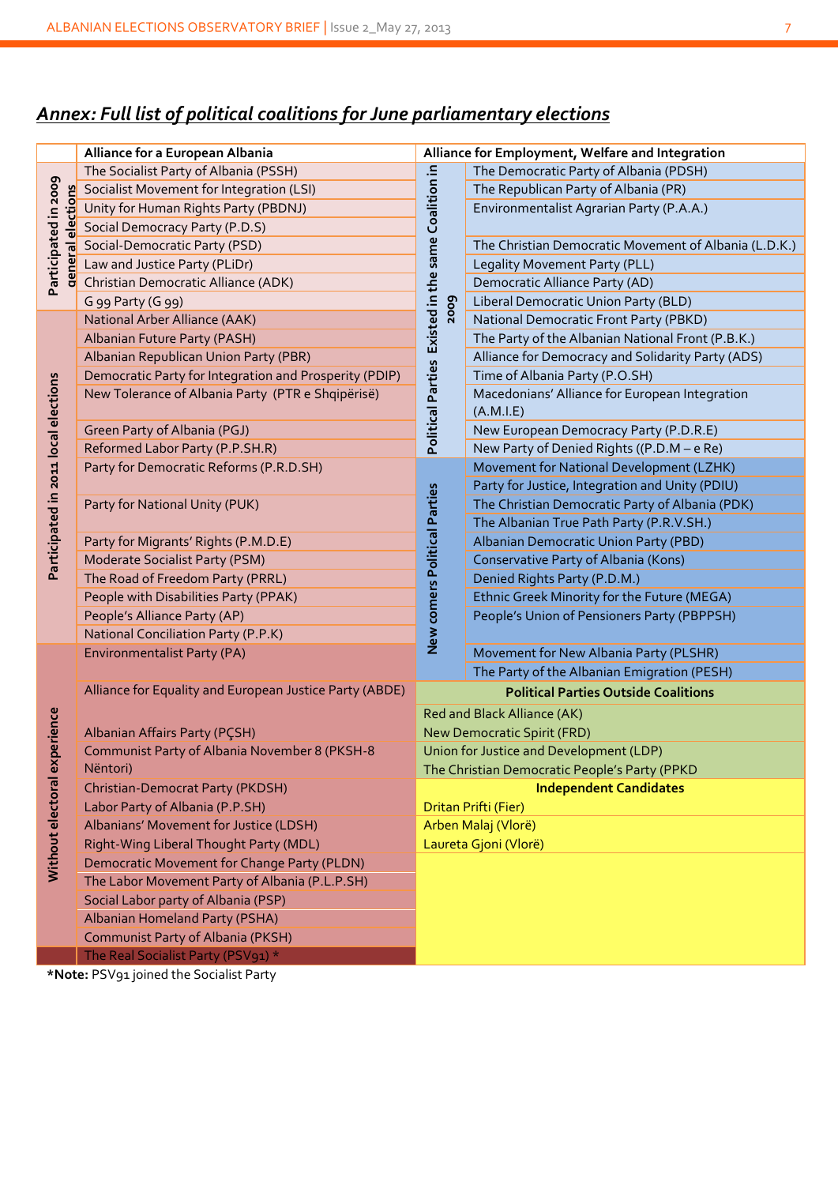## *Annex: Full list of political coalitions for June parliamentary elections*

| | Alliance for a European Albania | | Alliance for Employment, Welfare and Integration |
|---|---|---|---|
| Participated in 2009 general elections | The Socialist Party of Albania (PSSH) | Political Parties Existed in the same Coalition in 2009 | The Democratic Party of Albania (PDSH) |
| | Socialist Movement for Integration (LSI) | | The Republican Party of Albania (PR) |
| | Unity for Human Rights Party (PBDNJ) | | Environmentalist Agrarian Party (P.A.A.) |
| | Social Democracy Party (P.D.S) | | |
| | Social-Democratic Party (PSD) | | The Christian Democratic Movement of Albania (L.D.K.) |
| | Law and Justice Party (PLiDr) | | Legality Movement Party (PLL) |
| | Christian Democratic Alliance (ADK) | | Democratic Alliance Party (AD) |
| | G 99 Party (G 99) | | Liberal Democratic Union Party (BLD) |
| Participated in 2011 local elections | National Arber Alliance (AAK) | | National Democratic Front Party (PBKD) |
| | Albanian Future Party (PASH) | | The Party of the Albanian National Front (P.B.K.) |
| | Albanian Republican Union Party (PBR) | | Alliance for Democracy and Solidarity Party (ADS) |
| | Democratic Party for Integration and Prosperity (PDIP) | | Time of Albania Party (P.O.SH) |
| | New Tolerance of Albania Party (PTR e Shqipërisë) | | Macedonians' Alliance for European Integration (A.M.I.E) |
| | Green Party of Albania (PGJ) | | New European Democracy Party (P.D.R.E) |
| | Reformed Labor Party (P.P.SH.R) | | New Party of Denied Rights ((P.D.M – e Re) |
| | Party for Democratic Reforms (P.R.D.SH) | New comers Political Parties | Movement for National Development (LZHK) |
| | | | Party for Justice, Integration and Unity (PDIU) |
| | Party for National Unity (PUK) | | The Christian Democratic Party of Albania (PDK) |
| | | | The Albanian True Path Party (P.R.V.SH.) |
| | Party for Migrants' Rights (P.M.D.E) | | Albanian Democratic Union Party (PBD) |
| | Moderate Socialist Party (PSM) | | Conservative Party of Albania (Kons) |
| | The Road of Freedom Party (PRRL) | | Denied Rights Party (P.D.M.) |
| | People with Disabilities Party (PPAK) | | Ethnic Greek Minority for the Future (MEGA) |
| | People's Alliance Party (AP) | | People's Union of Pensioners Party (PBPPSH) |
| | National Conciliation Party (P.P.K) | | |
| Without electoral experience | Environmentalist Party (PA) | | Movement for New Albania Party (PLSHR) |
| | | | The Party of the Albanian Emigration (PESH) |
| | Alliance for Equality and European Justice Party (ABDE) | | **Political Parties Outside Coalitions** |
| | | | Red and Black Alliance (AK) |
| | Albanian Affairs Party (PÇSH) | | New Democratic Spirit (FRD) |
| | Communist Party of Albania November 8 (PKSH-8 Nëntori) | | Union for Justice and Development (LDP) |
| | | | The Christian Democratic People's Party (PPKD) |
| | Christian-Democrat Party (PKDSH) | | **Independent Candidates** |
| | Labor Party of Albania (P.P.SH) | | Dritan Prifti (Fier) |
| | Albanians' Movement for Justice (LDSH) | | Arben Malaj (Vlorë) |
| | Right-Wing Liberal Thought Party (MDL) | | Laureta Gjoni (Vlorë) |
| | Democratic Movement for Change Party (PLDN) | | |
| | The Labor Movement Party of Albania (P.L.P.SH) | | |
| | Social Labor party of Albania (PSP) | | |
| | Albanian Homeland Party (PSHA) | | |
| | Communist Party of Albania (PKSH) | | |
| | The Real Socialist Party (PSV91) * | | |

***Note:** PSV91 joined the Socialist Party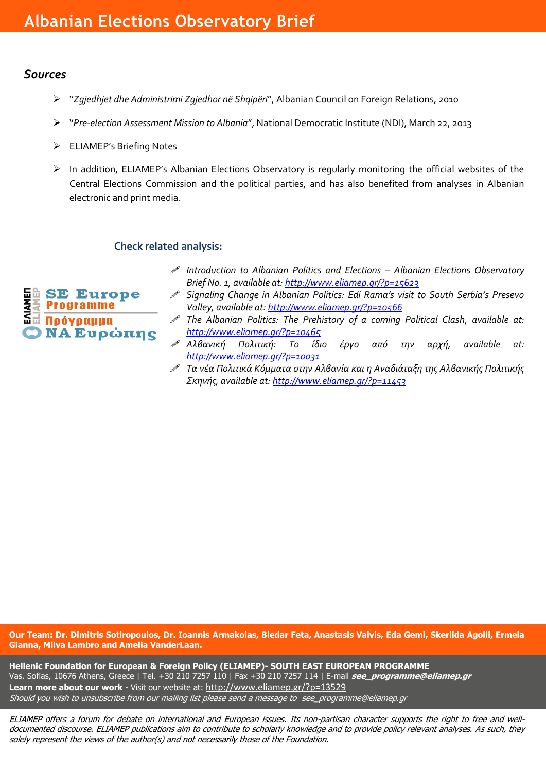## *Sources*

- "*Zgjedhjet dhe Administrimi Zgjedhor në Shqipëri*", Albanian Council on Foreign Relations, 2010
- "*Pre-election Assessment Mission to Albania*", National Democratic Institute (NDI), March 22, 2013
- ELIAMEP's Briefing Notes
- In addition, ELIAMEP's Albanian Elections Observatory is regularly monitoring the official websites of the Central Elections Commission and the political parties, and has also benefited from analyses in Albanian electronic and print media.

### Check related analysis:

- *Introduction to Albanian Politics and Elections – Albanian Elections Observatory Brief No. 1, available at:* http://www.eliamep.gr/?p=15623
- *Signaling Change in Albanian Politics: Edi Rama's visit to South Serbia's Presevo Valley, available at:* http://www.eliamep.gr/?p=10566
- *The Albanian Politics: The Prehistory of a coming Political Clash, available at:* http://www.eliamep.gr/?p=10465
- *Αλβανική Πολιτική: Το ίδιο έργο από την αρχή, available at:* http://www.eliamep.gr/?p=10031
- *Τα νέα Πολιτικά Κόμματα στην Αλβανία και η Αναδιάταξη της Αλβανικής Πολιτικής Σκηνής, available at:* http://www.eliamep.gr/?p=11453

**Our Team: Dr. Dimitris Sotiropoulos, Dr. Ioannis Armakolas, Bledar Feta, Anastasis Valvis, Eda Gemi, Skerlida Agolli, Ermela Gianna, Milva Lambro and Amelia VanderLaan.**

**Hellenic Foundation for European & Foreign Policy (ELIAMEP)- SOUTH EAST EUROPEAN PROGRAMME**
Vas. Sofias, 10676 Athens, Greece | Tel. +30 210 7257 110 | Fax +30 210 7257 114 | E-mail ***see_programme@eliamep.gr***
**Learn more about our work** - Visit our website at: http://www.eliamep.gr/?p=13529
*Should you wish to unsubscribe from our mailing list please send a message to see_programme@eliamep.gr*

*ELIAMEP offers a forum for debate on international and European issues. Its non-partisan character supports the right to free and well-documented discourse. ELIAMEP publications aim to contribute to scholarly knowledge and to provide policy relevant analyses. As such, they solely represent the views of the author(s) and not necessarily those of the Foundation.*